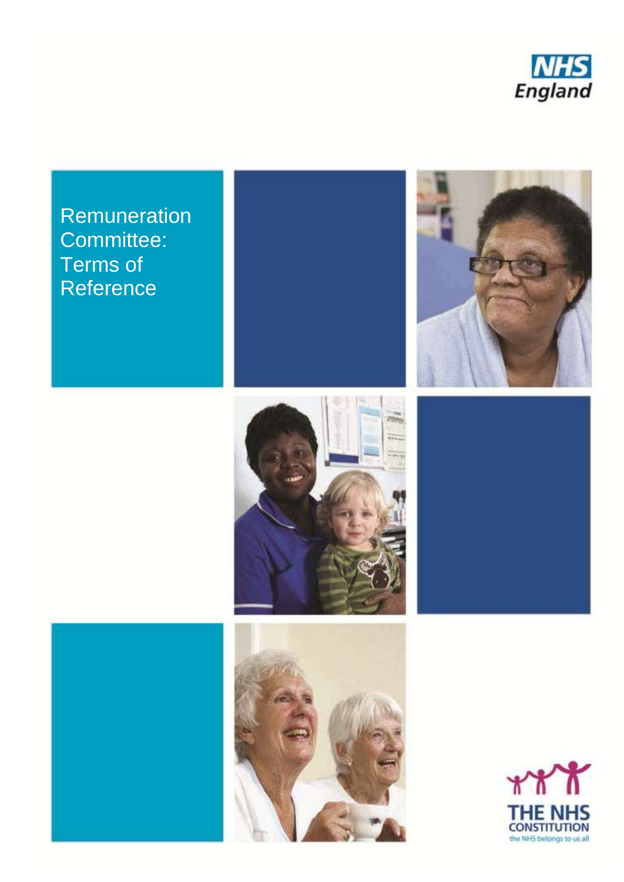NHS England

# Remuneration Committee: Terms of Reference

THE NHS CONSTITUTION

the NHS belongs to us all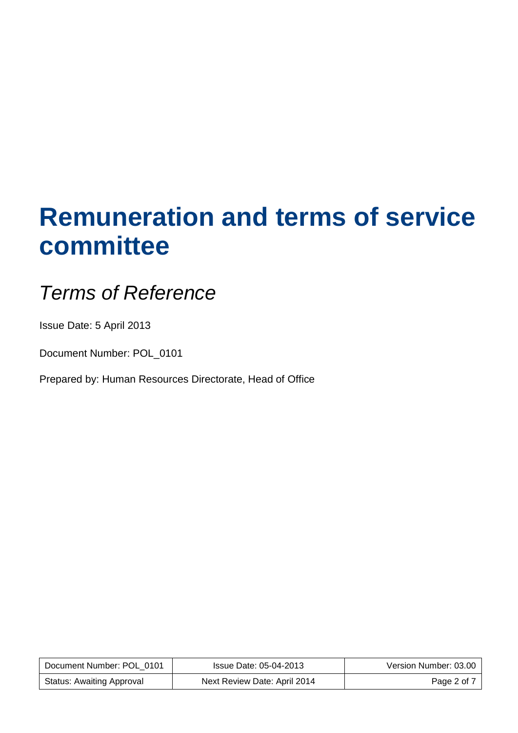# Remuneration and terms of service committee

*Terms of Reference*

Issue Date: 5 April 2013

Document Number: POL_0101

Prepared by: Human Resources Directorate, Head of Office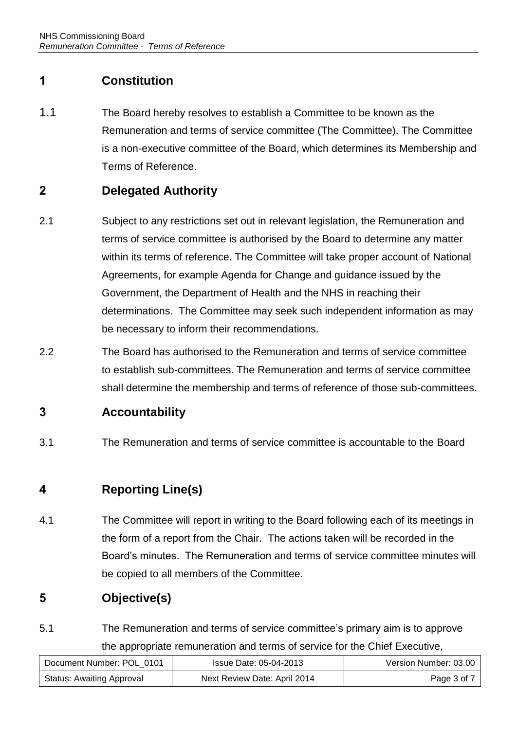## 1 Constitution

1.1 The Board hereby resolves to establish a Committee to be known as the Remuneration and terms of service committee (The Committee). The Committee is a non-executive committee of the Board, which determines its Membership and Terms of Reference.

## 2 Delegated Authority

2.1 Subject to any restrictions set out in relevant legislation, the Remuneration and terms of service committee is authorised by the Board to determine any matter within its terms of reference. The Committee will take proper account of National Agreements, for example Agenda for Change and guidance issued by the Government, the Department of Health and the NHS in reaching their determinations. The Committee may seek such independent information as may be necessary to inform their recommendations.

2.2 The Board has authorised to the Remuneration and terms of service committee to establish sub-committees. The Remuneration and terms of service committee shall determine the membership and terms of reference of those sub-committees.

## 3 Accountability

3.1 The Remuneration and terms of service committee is accountable to the Board

## 4 Reporting Line(s)

4.1 The Committee will report in writing to the Board following each of its meetings in the form of a report from the Chair. The actions taken will be recorded in the Board's minutes. The Remuneration and terms of service committee minutes will be copied to all members of the Committee.

## 5 Objective(s)

5.1 The Remuneration and terms of service committee's primary aim is to approve the appropriate remuneration and terms of service for the Chief Executive,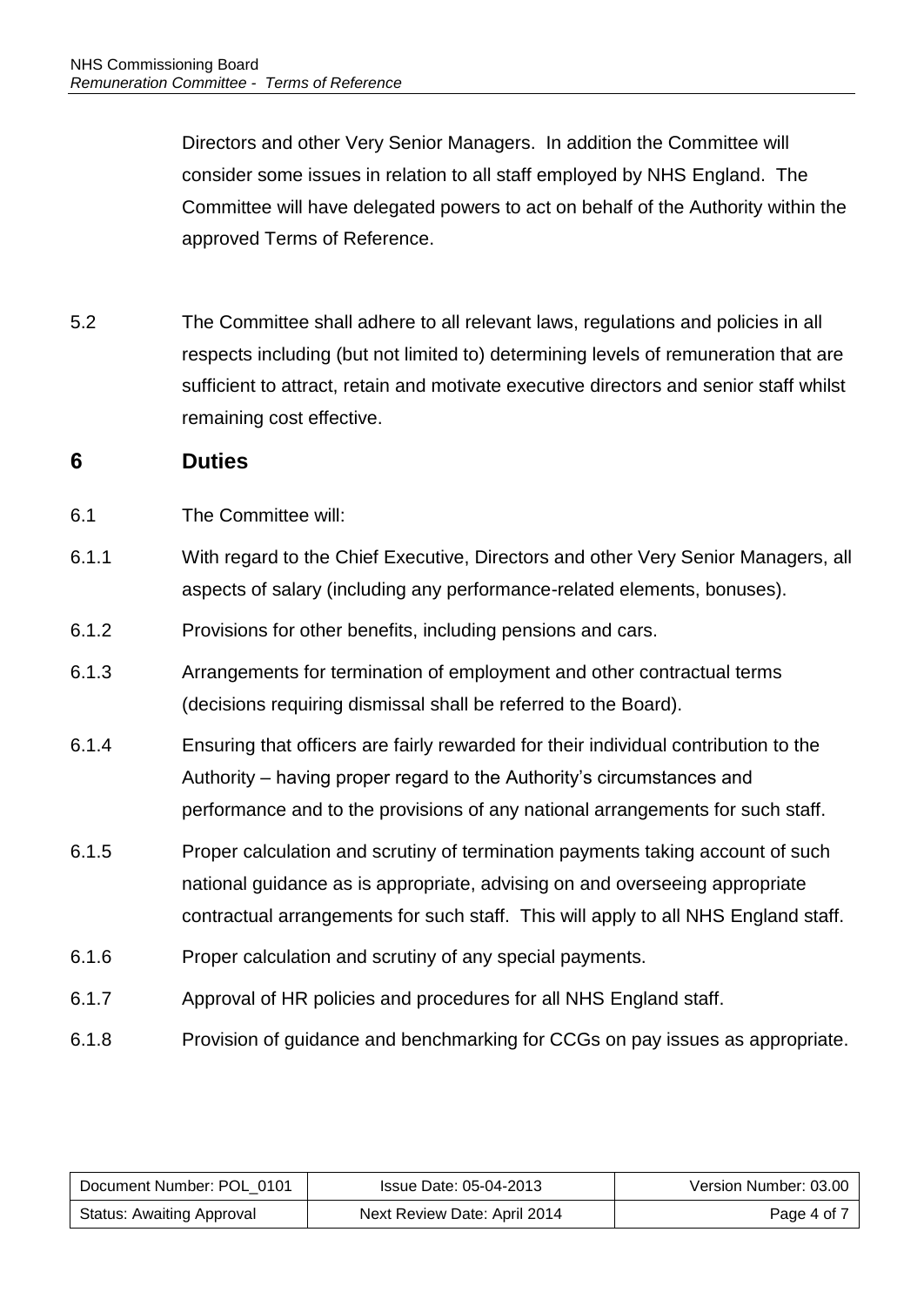Directors and other Very Senior Managers. In addition the Committee will consider some issues in relation to all staff employed by NHS England. The Committee will have delegated powers to act on behalf of the Authority within the approved Terms of Reference.

5.2 The Committee shall adhere to all relevant laws, regulations and policies in all respects including (but not limited to) determining levels of remuneration that are sufficient to attract, retain and motivate executive directors and senior staff whilst remaining cost effective.

## 6 Duties

6.1 The Committee will:

6.1.1 With regard to the Chief Executive, Directors and other Very Senior Managers, all aspects of salary (including any performance-related elements, bonuses).

6.1.2 Provisions for other benefits, including pensions and cars.

6.1.3 Arrangements for termination of employment and other contractual terms (decisions requiring dismissal shall be referred to the Board).

6.1.4 Ensuring that officers are fairly rewarded for their individual contribution to the Authority – having proper regard to the Authority's circumstances and performance and to the provisions of any national arrangements for such staff.

6.1.5 Proper calculation and scrutiny of termination payments taking account of such national guidance as is appropriate, advising on and overseeing appropriate contractual arrangements for such staff. This will apply to all NHS England staff.

6.1.6 Proper calculation and scrutiny of any special payments.

6.1.7 Approval of HR policies and procedures for all NHS England staff.

6.1.8 Provision of guidance and benchmarking for CCGs on pay issues as appropriate.

| Document Number: POL_0101 | Issue Date: 05-04-2013 | Version Number: 03.00 |
|---|---|---|
| Status: Awaiting Approval | Next Review Date: April 2014 | |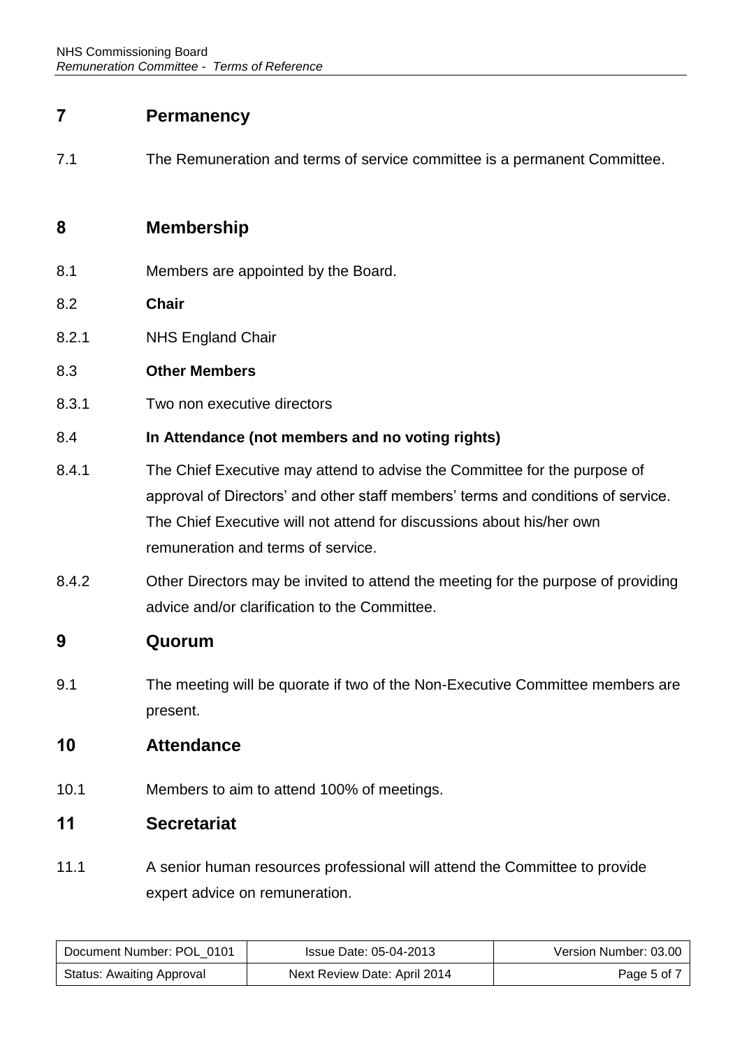## 7 Permanency

7.1 The Remuneration and terms of service committee is a permanent Committee.

## 8 Membership

8.1 Members are appointed by the Board.

8.2 **Chair**

8.2.1 NHS England Chair

8.3 **Other Members**

8.3.1 Two non executive directors

8.4 **In Attendance (not members and no voting rights)**

8.4.1 The Chief Executive may attend to advise the Committee for the purpose of approval of Directors' and other staff members' terms and conditions of service. The Chief Executive will not attend for discussions about his/her own remuneration and terms of service.

8.4.2 Other Directors may be invited to attend the meeting for the purpose of providing advice and/or clarification to the Committee.

## 9 Quorum

9.1 The meeting will be quorate if two of the Non-Executive Committee members are present.

## 10 Attendance

10.1 Members to aim to attend 100% of meetings.

## 11 Secretariat

11.1 A senior human resources professional will attend the Committee to provide expert advice on remuneration.

| Document Number: POL_0101 | Issue Date: 05-04-2013 | Version Number: 03.00 |
|---|---|---|
| Status: Awaiting Approval | Next Review Date: April 2014 | |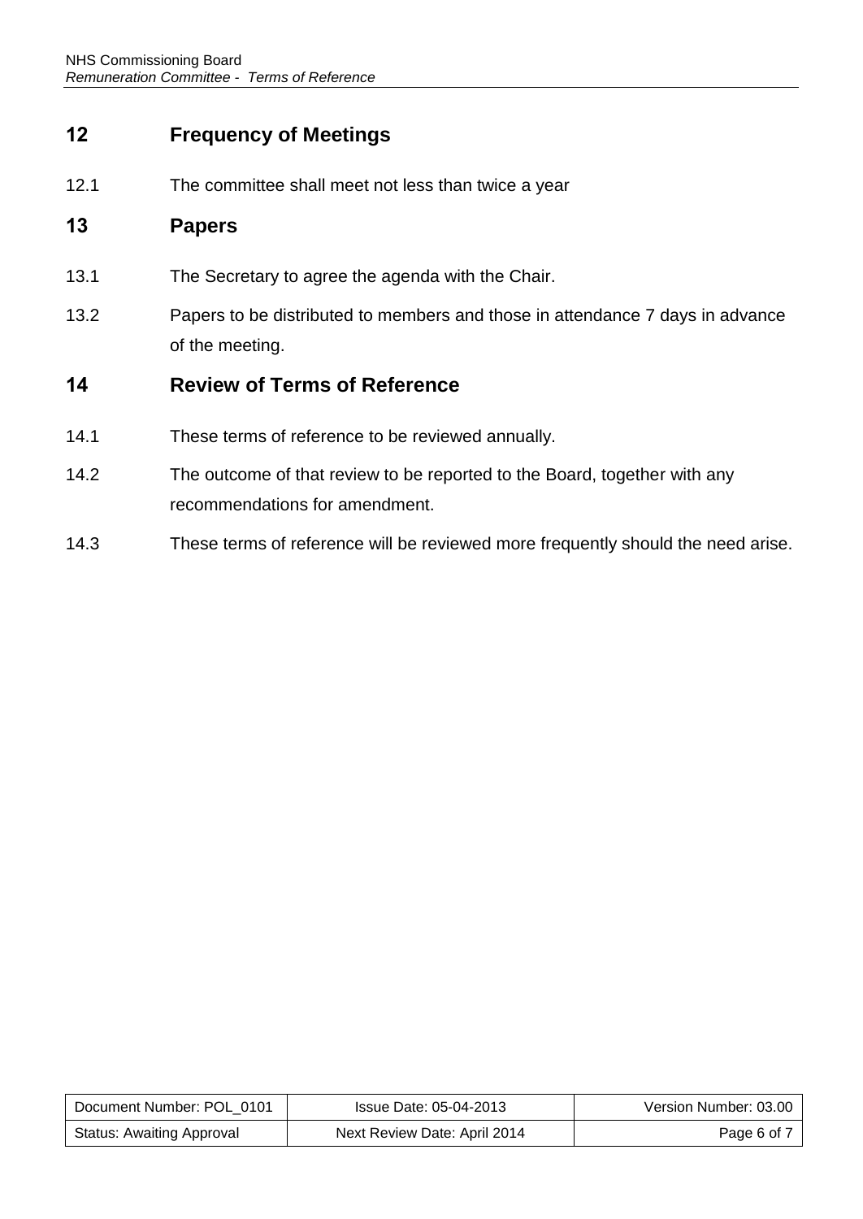## 12 Frequency of Meetings

12.1 The committee shall meet not less than twice a year

## 13 Papers

13.1 The Secretary to agree the agenda with the Chair.

13.2 Papers to be distributed to members and those in attendance 7 days in advance of the meeting.

## 14 Review of Terms of Reference

14.1 These terms of reference to be reviewed annually.

14.2 The outcome of that review to be reported to the Board, together with any recommendations for amendment.

14.3 These terms of reference will be reviewed more frequently should the need arise.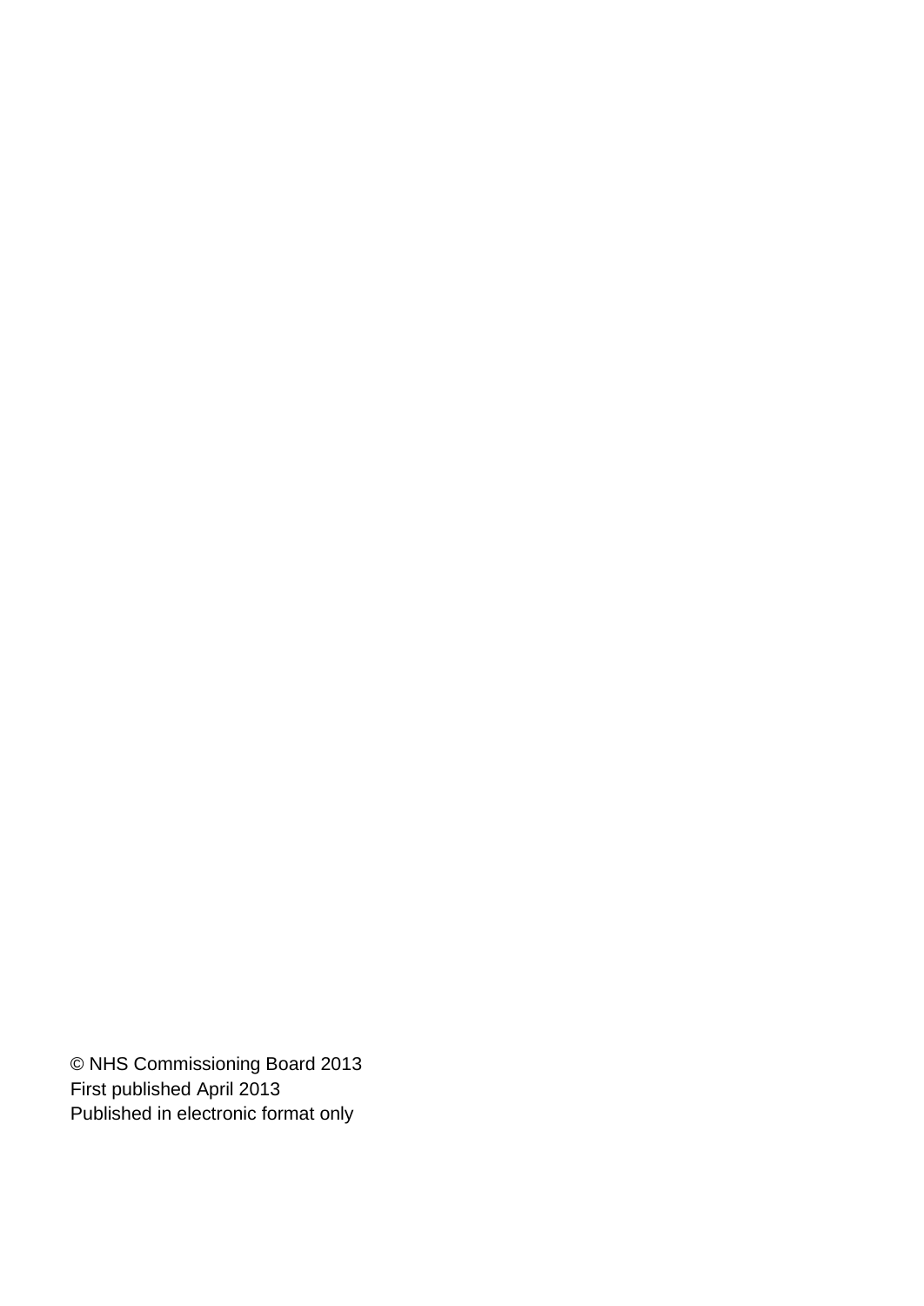© NHS Commissioning Board 2013
First published April 2013
Published in electronic format only